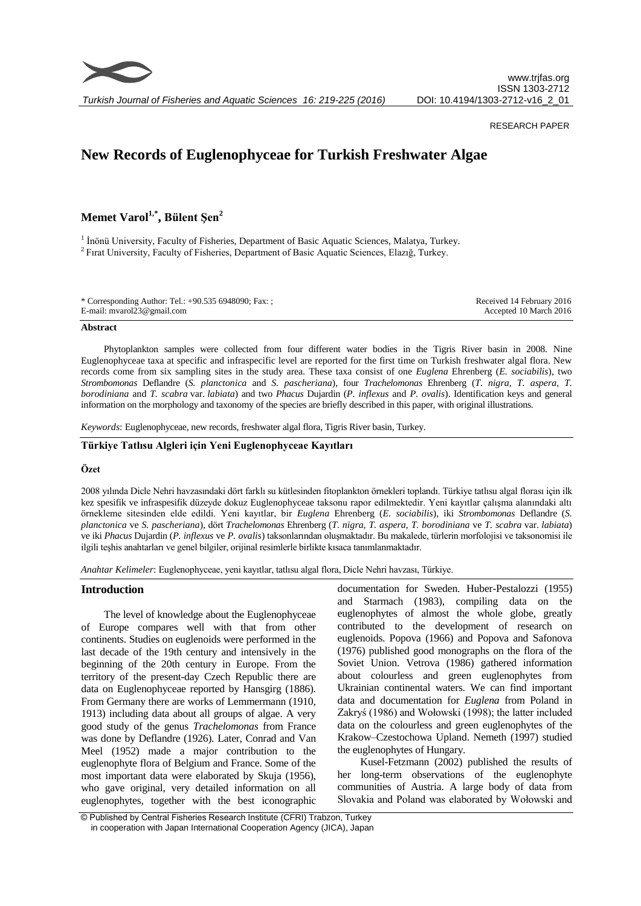RESEARCH PAPER

# New Records of Euglenophyceae for Turkish Freshwater Algae

**Memet Varol[1,*], Bülent Şen[2]**

[1] İnönü University, Faculty of Fisheries, Department of Basic Aquatic Sciences, Malatya, Turkey.
[2] Fırat University, Faculty of Fisheries, Department of Basic Aquatic Sciences, Elazığ, Turkey.

\* Corresponding Author: Tel.: +90.535 6948090; Fax: ;
E-mail: mvarol23@gmail.com

Received 14 February 2016
Accepted 10 March 2016

## Abstract

Phytoplankton samples were collected from four different water bodies in the Tigris River basin in 2008. Nine Euglenophyceae taxa at specific and infraspecific level are reported for the first time on Turkish freshwater algal flora. New records come from six sampling sites in the study area. These taxa consist of one *Euglena* Ehrenberg (*E. sociabilis*), two *Strombomonas* Deflandre (*S. planctonica* and *S. pascheriana*), four *Trachelomonas* Ehrenberg (*T. nigra*, *T. aspera*, *T. borodiniana* and *T. scabra* var. *labiata*) and two *Phacus* Dujardin (*P. inflexus* and *P. ovalis*). Identification keys and general information on the morphology and taxonomy of the species are briefly described in this paper, with original illustrations.

*Keywords*: Euglenophyceae, new records, freshwater algal flora, Tigris River basin, Turkey.

## Türkiye Tatlısu Algleri için Yeni Euglenophyceae Kayıtları

### Özet

2008 yılında Dicle Nehri havzasındaki dört farklı su kütlesinden fitoplankton örnekleri toplandı. Türkiye tatlısu algal florası için ilk kez spesifik ve infraspesifik düzeyde dokuz Euglenophyceae taksonu rapor edilmektedir. Yeni kayıtlar çalışma alanındaki altı örnekleme sitesinden elde edildi. Yeni kayıtlar, bir *Euglena* Ehrenberg (*E. sociabilis*), iki *Strombomonas* Deflandre (*S. planctonica* ve *S. pascheriana*), dört *Trachelomonas* Ehrenberg (*T. nigra*, *T. aspera*, *T. borodiniana* ve *T. scabra* var. *labiata*) ve iki *Phacus* Dujardin (*P. inflexus* ve *P. ovalis*) taksonlarından oluşmaktadır. Bu makalede, türlerin morfolojisi ve taksonomisi ile ilgili teşhis anahtarları ve genel bilgiler, orijinal resimlerle birlikte kısaca tanımlanmaktadır.

*Anahtar Kelimeler*: Euglenophyceae, yeni kayıtlar, tatlısu algal flora, Dicle Nehri havzası, Türkiye.

## Introduction

The level of knowledge about the Euglenophyceae of Europe compares well with that from other continents. Studies on euglenoids were performed in the last decade of the 19th century and intensively in the beginning of the 20th century in Europe. From the territory of the present-day Czech Republic there are data on Euglenophyceae reported by Hansgirg (1886). From Germany there are works of Lemmermann (1910, 1913) including data about all groups of algae. A very good study of the genus *Trachelomonas* from France was done by Deflandre (1926). Later, Conrad and Van Meel (1952) made a major contribution to the euglenophyte flora of Belgium and France. Some of the most important data were elaborated by Skuja (1956), who gave original, very detailed information on all euglenophytes, together with the best iconographic documentation for Sweden. Huber-Pestalozzi (1955) and Starmach (1983), compiling data on the euglenophytes of almost the whole globe, greatly contributed to the development of research on euglenoids. Popova (1966) and Popova and Safonova (1976) published good monographs on the flora of the Soviet Union. Vetrova (1986) gathered information about colourless and green euglenophytes from Ukrainian continental waters. We can find important data and documentation for *Euglena* from Poland in Zakryś (1986) and Wołowski (1998); the latter included data on the colourless and green euglenophytes of the Krakow–Czestochowa Upland. Nemeth (1997) studied the euglenophytes of Hungary.

Kusel-Fetzmann (2002) published the results of her long-term observations of the euglenophyte communities of Austria. A large body of data from Slovakia and Poland was elaborated by Wołowski and

© Published by Central Fisheries Research Institute (CFRI) Trabzon, Turkey in cooperation with Japan International Cooperation Agency (JICA), Japan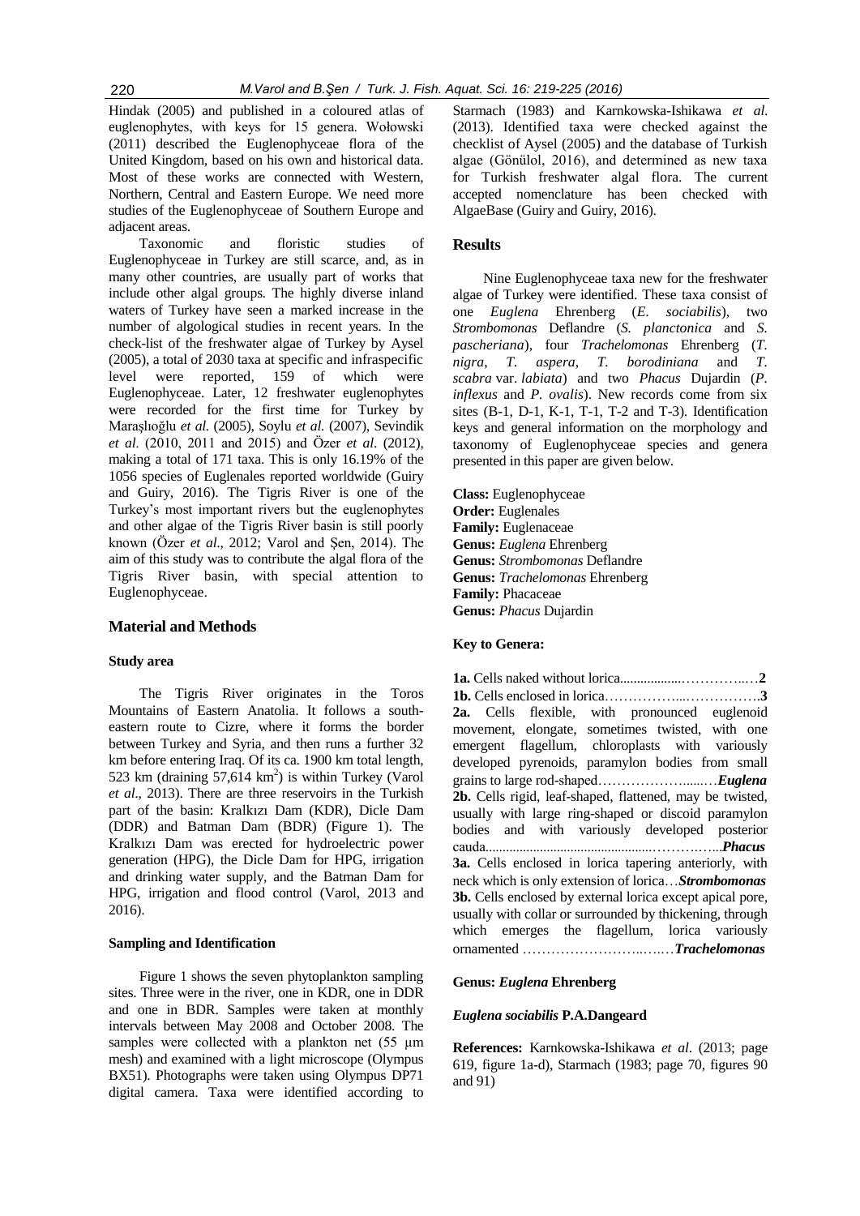Hindak (2005) and published in a coloured atlas of euglenophytes, with keys for 15 genera. Wołowski (2011) described the Euglenophyceae flora of the United Kingdom, based on his own and historical data. Most of these works are connected with Western, Northern, Central and Eastern Europe. We need more studies of the Euglenophyceae of Southern Europe and adjacent areas.

Taxonomic and floristic studies of Euglenophyceae in Turkey are still scarce, and, as in many other countries, are usually part of works that include other algal groups. The highly diverse inland waters of Turkey have seen a marked increase in the number of algological studies in recent years. In the check-list of the freshwater algae of Turkey by Aysel (2005), a total of 2030 taxa at specific and infraspecific level were reported, 159 of which were Euglenophyceae. Later, 12 freshwater euglenophytes were recorded for the first time for Turkey by Maraşlıoğlu *et al.* (2005), Soylu *et al.* (2007), Sevindik *et al.* (2010, 2011 and 2015) and Özer *et al.* (2012), making a total of 171 taxa. This is only 16.19% of the 1056 species of Euglenales reported worldwide (Guiry and Guiry, 2016). The Tigris River is one of the Turkey's most important rivers but the euglenophytes and other algae of the Tigris River basin is still poorly known (Özer *et al.*, 2012; Varol and Şen, 2014). The aim of this study was to contribute the algal flora of the Tigris River basin, with special attention to Euglenophyceae.

## Material and Methods

### Study area

The Tigris River originates in the Toros Mountains of Eastern Anatolia. It follows a south-eastern route to Cizre, where it forms the border between Turkey and Syria, and then runs a further 32 km before entering Iraq. Of its ca. 1900 km total length, 523 km (draining 57,614 km$^2$) is within Turkey (Varol *et al.*, 2013). There are three reservoirs in the Turkish part of the basin: Kralkızı Dam (KDR), Dicle Dam (DDR) and Batman Dam (BDR) (Figure 1). The Kralkızı Dam was erected for hydroelectric power generation (HPG), the Dicle Dam for HPG, irrigation and drinking water supply, and the Batman Dam for HPG, irrigation and flood control (Varol, 2013 and 2016).

### Sampling and Identification

Figure 1 shows the seven phytoplankton sampling sites. Three were in the river, one in KDR, one in DDR and one in BDR. Samples were taken at monthly intervals between May 2008 and October 2008. The samples were collected with a plankton net (55 µm mesh) and examined with a light microscope (Olympus BX51). Photographs were taken using Olympus DP71 digital camera. Taxa were identified according to Starmach (1983) and Karnkowska-Ishikawa *et al.* (2013). Identified taxa were checked against the checklist of Aysel (2005) and the database of Turkish algae (Gönülol, 2016), and determined as new taxa for Turkish freshwater algal flora. The current accepted nomenclature has been checked with AlgaeBase (Guiry and Guiry, 2016).

## Results

Nine Euglenophyceae taxa new for the freshwater algae of Turkey were identified. These taxa consist of one *Euglena* Ehrenberg (*E. sociabilis*), two *Strombomonas* Deflandre (*S. planctonica* and *S. pascheriana*), four *Trachelomonas* Ehrenberg (*T. nigra*, *T. aspera*, *T. borodiniana* and *T. scabra* var. *labiata*) and two *Phacus* Dujardin (*P. inflexus* and *P. ovalis*). New records come from six sites (B-1, D-1, K-1, T-1, T-2 and T-3). Identification keys and general information on the morphology and taxonomy of Euglenophyceae species and genera presented in this paper are given below.

**Class:** Euglenophyceae
**Order:** Euglenales
**Family:** Euglenaceae
**Genus:** *Euglena* Ehrenberg
**Genus:** *Strombomonas* Deflandre
**Genus:** *Trachelomonas* Ehrenberg
**Family:** Phacaceae
**Genus:** *Phacus* Dujardin

**Key to Genera:**

**1a.** Cells naked without lorica..................…………..…**2**
**1b.** Cells enclosed in lorica……………...……………..**3**
**2a.** Cells flexible, with pronounced euglenoid movement, elongate, sometimes twisted, with one emergent flagellum, chloroplasts with variously developed pyrenoids, paramylon bodies from small grains to large rod-shaped………………......…***Euglena***
**2b.** Cells rigid, leaf-shaped, flattened, may be twisted, usually with large ring-shaped or discoid paramylon bodies and with variously developed posterior cauda................................................……….……...***Phacus***
**3a.** Cells enclosed in lorica tapering anteriorly, with neck which is only extension of lorica…***Strombomonas***
**3b.** Cells enclosed by external lorica except apical pore, usually with collar or surrounded by thickening, through which emerges the flagellum, lorica variously ornamented ……………………..…..…***Trachelomonas***

### Genus: *Euglena* Ehrenberg

#### *Euglena sociabilis* P.A.Dangeard

**References:** Karnkowska-Ishikawa *et al.* (2013; page 619, figure 1a-d), Starmach (1983; page 70, figures 90 and 91)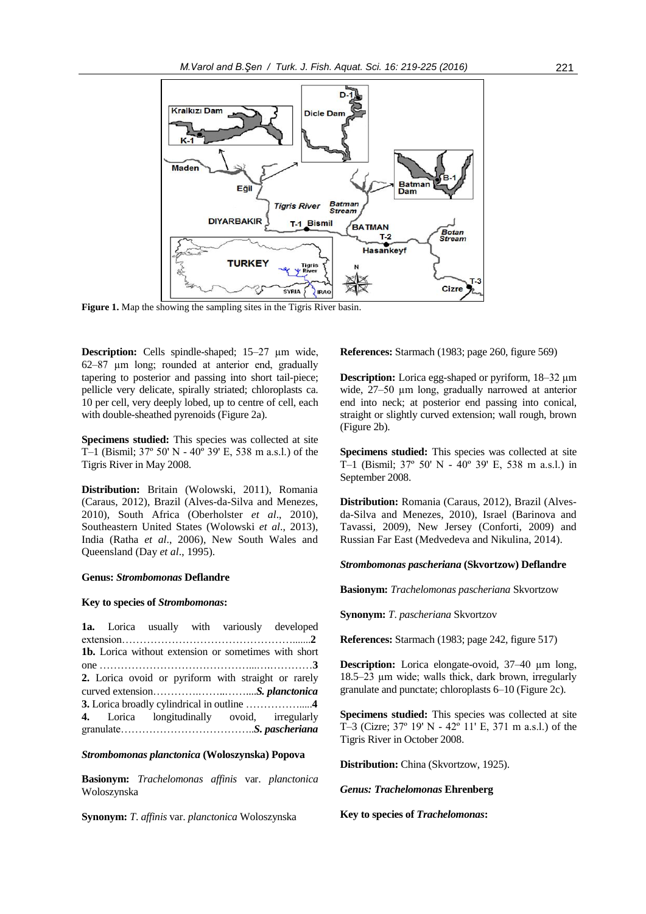Kralkızı Dam

K-1

D-1

Dicle Dam

Maden

Eğil

Batman Dam

B-1

Tigris River

Batman Stream

DIYARBAKIR

T-1 Bismil

BATMAN

T-2

Hasankeyf

Botan Stream

TURKEY

Tigris River

SYRIA

IRAQ

N

Cizre

T-3

**Figure 1.** Map the showing the sampling sites in the Tigris River basin.

**Description:** Cells spindle-shaped; 15–27 µm wide, 62–87 µm long; rounded at anterior end, gradually tapering to posterior and passing into short tail-piece; pellicle very delicate, spirally striated; chloroplasts ca. 10 per cell, very deeply lobed, up to centre of cell, each with double-sheathed pyrenoids (Figure 2a).

**Specimens studied:** This species was collected at site T–1 (Bismil; 37º 50' N - 40º 39' E, 538 m a.s.l.) of the Tigris River in May 2008.

**Distribution:** Britain (Wolowski, 2011), Romania (Caraus, 2012), Brazil (Alves-da-Silva and Menezes, 2010), South Africa (Oberholster *et al*., 2010), Southeastern United States (Wolowski *et al*., 2013), India (Ratha *et al*., 2006), New South Wales and Queensland (Day *et al*., 1995).

**Genus: *Strombomonas* Deflandre**

**Key to species of *Strombomonas*:**

**1a.** Lorica usually with variously developed extension…………………………………………......**2**
**1b.** Lorica without extension or sometimes with short one ……………………………………...……………**3**
**2.** Lorica ovoid or pyriform with straight or rarely curved extension………….……..……....***S. planctonica***
**3.** Lorica broadly cylindrical in outline ……………….....**4**
**4.** Lorica longitudinally ovoid, irregularly granulate………………………………..***S. pascheriana***

***Strombomonas planctonica* (Woloszynska) Popova**

**Basionym:** *Trachelomonas affinis* var. *planctonica* Woloszynska

**Synonym:** *T. affinis* var. *planctonica* Woloszynska

**References:** Starmach (1983; page 260, figure 569)

**Description:** Lorica egg-shaped or pyriform, 18–32 µm wide, 27–50 µm long, gradually narrowed at anterior end into neck; at posterior end passing into conical, straight or slightly curved extension; wall rough, brown (Figure 2b).

**Specimens studied:** This species was collected at site T–1 (Bismil; 37º 50' N - 40º 39' E, 538 m a.s.l.) in September 2008.

**Distribution:** Romania (Caraus, 2012), Brazil (Alves-da-Silva and Menezes, 2010), Israel (Barinova and Tavassi, 2009), New Jersey (Conforti, 2009) and Russian Far East (Medvedeva and Nikulina, 2014).

***Strombomonas pascheriana* (Skvortzow) Deflandre**

**Basionym:** *Trachelomonas pascheriana* Skvortzow

**Synonym:** *T. pascheriana* Skvortzov

**References:** Starmach (1983; page 242, figure 517)

**Description:** Lorica elongate-ovoid, 37–40 µm long, 18.5–23 µm wide; walls thick, dark brown, irregularly granulate and punctate; chloroplasts 6–10 (Figure 2c).

**Specimens studied:** This species was collected at site T–3 (Cizre; 37º 19' N - 42º 11' E, 371 m a.s.l.) of the Tigris River in October 2008.

**Distribution:** China (Skvortzow, 1925).

***Genus: Trachelomonas* Ehrenberg**

**Key to species of *Trachelomonas*:**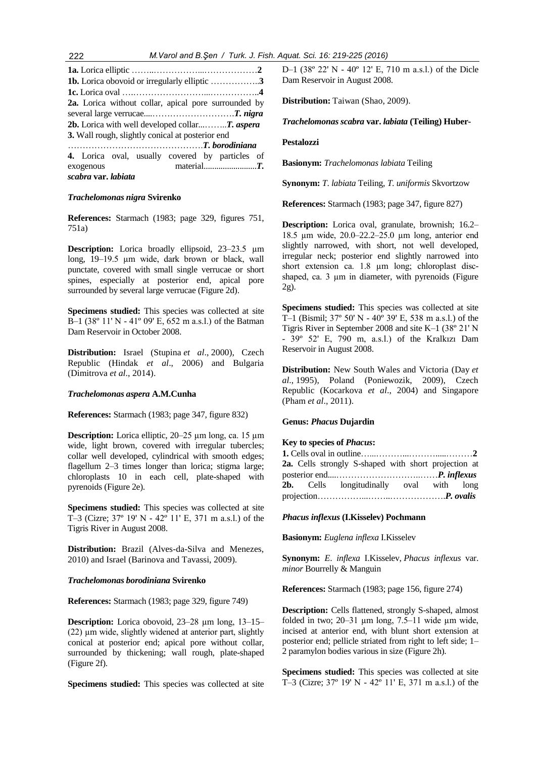**1a.** Lorica elliptic ……..……………...………………**2**
**1b.** Lorica obovoid or irregularly elliptic ……………..**3**
**1c.** Lorica oval ….……………………....……………..**4**
**2a.** Lorica without collar, apical pore surrounded by several large verrucae....……………………….*T. nigra*
**2b.** Lorica with well developed collar...……..*T. aspera*
**3.** Wall rough, slightly conical at posterior end ……………………………………….*T. borodiniana*
**4.** Lorica oval, usually covered by particles of exogenous material........................*T. scabra* **var.** *labiata*

***Trachelomonas nigra*** **Svirenko**

**References:** Starmach (1983; page 329, figures 751, 751a)

**Description:** Lorica broadly ellipsoid, 23–23.5 µm long, 19–19.5 µm wide, dark brown or black, wall punctate, covered with small single verrucae or short spines, especially at posterior end, apical pore surrounded by several large verrucae (Figure 2d).

**Specimens studied:** This species was collected at site B–1 (38º 11' N - 41º 09' E, 652 m a.s.l.) of the Batman Dam Reservoir in October 2008.

**Distribution:** Israel (Stupina *et al*., 2000), Czech Republic (Hindak *et al*., 2006) and Bulgaria (Dimitrova *et al*., 2014).

***Trachelomonas aspera*** **A.M.Cunha**

**References:** Starmach (1983; page 347, figure 832)

**Description:** Lorica elliptic, 20–25 µm long, ca. 15 µm wide, light brown, covered with irregular tubercles; collar well developed, cylindrical with smooth edges; flagellum 2–3 times longer than lorica; stigma large; chloroplasts 10 in each cell, plate-shaped with pyrenoids (Figure 2e).

**Specimens studied:** This species was collected at site T–3 (Cizre; 37º 19' N - 42º 11' E, 371 m a.s.l.) of the Tigris River in August 2008.

**Distribution:** Brazil (Alves-da-Silva and Menezes, 2010) and Israel (Barinova and Tavassi, 2009).

***Trachelomonas borodiniana*** **Svirenko**

**References:** Starmach (1983; page 329, figure 749)

**Description:** Lorica obovoid, 23–28 µm long, 13–15–(22) µm wide, slightly widened at anterior part, slightly conical at posterior end; apical pore without collar, surrounded by thickening; wall rough, plate-shaped (Figure 2f).

**Specimens studied:** This species was collected at site D–1 (38º 22' N - 40º 12' E, 710 m a.s.l.) of the Dicle Dam Reservoir in August 2008.

**Distribution:** Taiwan (Shao, 2009).

***Trachelomonas scabra*** **var.** ***labiata*** **(Teiling) Huber-Pestalozzi**

**Basionym:** *Trachelomonas labiata* Teiling

**Synonym:** *T. labiata* Teiling, *T. uniformis* Skvortzow

**References:** Starmach (1983; page 347, figure 827)

**Description:** Lorica oval, granulate, brownish; 16.2–18.5 µm wide, 20.0–22.2–25.0 µm long, anterior end slightly narrowed, with short, not well developed, irregular neck; posterior end slightly narrowed into short extension ca. 1.8 µm long; chloroplast disc-shaped, ca. 3 µm in diameter, with pyrenoids (Figure 2g).

**Specimens studied:** This species was collected at site T–1 (Bismil; 37º 50' N - 40º 39' E, 538 m a.s.l.) of the Tigris River in September 2008 and site K–1 (38º 21' N - 39º 52' E, 790 m, a.s.l.) of the Kralkızı Dam Reservoir in August 2008.

**Distribution:** New South Wales and Victoria (Day *et al*., 1995), Poland (Poniewozik, 2009), Czech Republic (Kocarkova *et al*., 2004) and Singapore (Pham *et al*., 2011).

**Genus:** ***Phacus*** **Dujardin**

**Key to species of** ***Phacus*****:**

**1.** Cells oval in outline…...……...……….....………**2**
**2a.** Cells strongly S-shaped with short projection at posterior end....………………………..……*P. inflexus*
**2b.** Cells longitudinally oval with long projection……………...……..……………….*P. ovalis*

***Phacus inflexus*** **(I.Kisselev) Pochmann**

**Basionym:** *Euglena inflexa* I.Kisselev

**Synonym:** *E. inflexa* I.Kisselev, *Phacus inflexus* var. *minor* Bourrelly & Manguin

**References:** Starmach (1983; page 156, figure 274)

**Description:** Cells flattened, strongly S-shaped, almost folded in two; 20–31 µm long, 7.5–11 wide µm wide, incised at anterior end, with blunt short extension at posterior end; pellicle striated from right to left side; 1–2 paramylon bodies various in size (Figure 2h).

**Specimens studied:** This species was collected at site T–3 (Cizre; 37º 19' N - 42º 11' E, 371 m a.s.l.) of the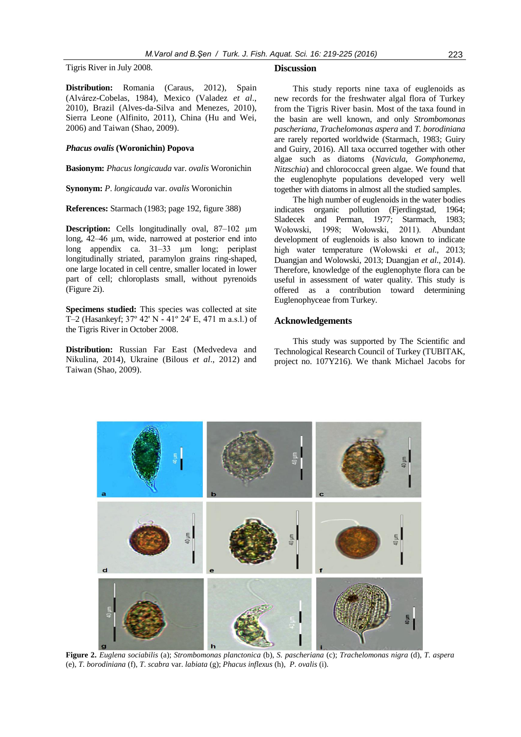Tigris River in July 2008.

**Distribution:** Romania (Caraus, 2012), Spain (Alvárez-Cobelas, 1984), Mexico (Valadez *et al*., 2010), Brazil (Alves-da-Silva and Menezes, 2010), Sierra Leone (Alfinito, 2011), China (Hu and Wei, 2006) and Taiwan (Shao, 2009).

***Phacus ovalis* (Woronichin) Popova**

**Basionym:** *Phacus longicauda* var. *ovalis* Woronichin

**Synonym:** *P. longicauda* var. *ovalis* Woronichin

**References:** Starmach (1983; page 192, figure 388)

**Description:** Cells longitudinally oval, 87–102 µm long, 42–46 µm, wide, narrowed at posterior end into long appendix ca. 31–33 µm long; periplast longitudinally striated, paramylon grains ring-shaped, one large located in cell centre, smaller located in lower part of cell; chloroplasts small, without pyrenoids (Figure 2i).

**Specimens studied:** This species was collected at site T–2 (Hasankeyf; 37º 42' N - 41º 24' E, 471 m a.s.l.) of the Tigris River in October 2008.

**Distribution:** Russian Far East (Medvedeva and Nikulina, 2014), Ukraine (Bilous *et al*., 2012) and Taiwan (Shao, 2009).

## Discussion

This study reports nine taxa of euglenoids as new records for the freshwater algal flora of Turkey from the Tigris River basin. Most of the taxa found in the basin are well known, and only *Strombomonas pascheriana*, *Trachelomonas aspera* and *T. borodiniana* are rarely reported worldwide (Starmach, 1983; Guiry and Guiry, 2016). All taxa occurred together with other algae such as diatoms (*Navicula*, *Gomphonema*, *Nitzschia*) and chlorococcal green algae. We found that the euglenophyte populations developed very well together with diatoms in almost all the studied samples.

The high number of euglenoids in the water bodies indicates organic pollution (Fjerdingstad, 1964; Sladecek and Perman, 1977; Starmach, 1983; Wołowski, 1998; Wołowski, 2011). Abundant development of euglenoids is also known to indicate high water temperature (Wołowski *et al*., 2013; Duangjan and Wolowski, 2013; Duangjan *et al*., 2014). Therefore, knowledge of the euglenophyte flora can be useful in assessment of water quality. This study is offered as a contribution toward determining Euglenophyceae from Turkey.

## Acknowledgements

This study was supported by The Scientific and Technological Research Council of Turkey (TUBITAK, project no. 107Y216). We thank Michael Jacobs for

**Figure 2.** *Euglena sociabilis* (a); *Strombomonas planctonica* (b), *S. pascheriana* (c); *Trachelomonas nigra* (d), *T. aspera* (e), *T. borodiniana* (f), *T. scabra* var. *labiata* (g); *Phacus inflexus* (h), *P. ovalis* (i).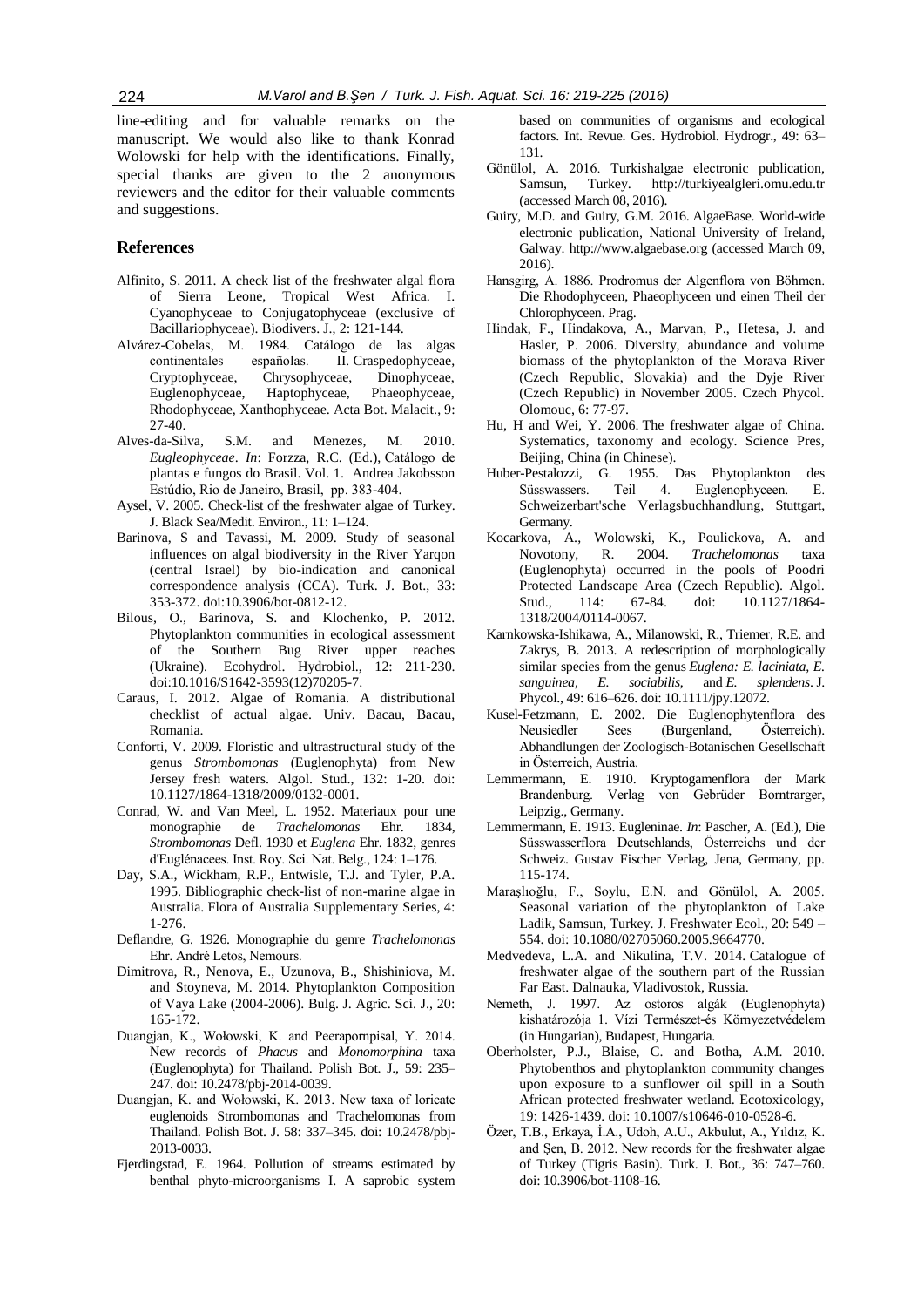line-editing and for valuable remarks on the manuscript. We would also like to thank Konrad Wolowski for help with the identifications. Finally, special thanks are given to the 2 anonymous reviewers and the editor for their valuable comments and suggestions.

## References

Alfinito, S. 2011. A check list of the freshwater algal flora of Sierra Leone, Tropical West Africa. I. Cyanophyceae to Conjugatophyceae (exclusive of Bacillariophyceae). Biodivers. J., 2: 121-144.

Alvárez-Cobelas, M. 1984. Catálogo de las algas continentales españolas. II. Craspedophyceae, Cryptophyceae, Chrysophyceae, Dinophyceae, Euglenophyceae, Haptophyceae, Phaeophyceae, Rhodophyceae, Xanthophyceae. Acta Bot. Malacit., 9: 27-40.

Alves-da-Silva, S.M. and Menezes, M. 2010. *Eugleophyceae*. *In*: Forzza, R.C. (Ed.), Catálogo de plantas e fungos do Brasil. Vol. 1. Andrea Jakobsson Estúdio, Rio de Janeiro, Brasil, pp. 383-404.

Aysel, V. 2005. Check-list of the freshwater algae of Turkey. J. Black Sea/Medit. Environ., 11: 1–124.

Barinova, S and Tavassi, M. 2009. Study of seasonal influences on algal biodiversity in the River Yarqon (central Israel) by bio-indication and canonical correspondence analysis (CCA). Turk. J. Bot., 33: 353-372. doi:10.3906/bot-0812-12.

Bilous, O., Barinova, S. and Klochenko, P. 2012. Phytoplankton communities in ecological assessment of the Southern Bug River upper reaches (Ukraine). Ecohydrol. Hydrobiol., 12: 211-230. doi:10.1016/S1642-3593(12)70205-7.

Caraus, I. 2012. Algae of Romania. A distributional checklist of actual algae. Univ. Bacau, Bacau, Romania.

Conforti, V. 2009. Floristic and ultrastructural study of the genus *Strombomonas* (Euglenophyta) from New Jersey fresh waters. Algol. Stud., 132: 1-20. doi: 10.1127/1864-1318/2009/0132-0001.

Conrad, W. and Van Meel, L. 1952. Materiaux pour une monographie de *Trachelomonas* Ehr. 1834, *Strombomonas* Defl. 1930 et *Euglena* Ehr. 1832, genres d'Euglénacees. Inst. Roy. Sci. Nat. Belg., 124: 1–176.

Day, S.A., Wickham, R.P., Entwisle, T.J. and Tyler, P.A. 1995. Bibliographic check-list of non-marine algae in Australia. Flora of Australia Supplementary Series, 4: 1-276.

Deflandre, G. 1926. Monographie du genre *Trachelomonas* Ehr. André Letos, Nemours.

Dimitrova, R., Nenova, E., Uzunova, B., Shishiniova, M. and Stoyneva, M. 2014. Phytoplankton Composition of Vaya Lake (2004-2006). Bulg. J. Agric. Sci. J., 20: 165-172.

Duangjan, K., Wołowski, K. and Peerapornpisal, Y. 2014. New records of *Phacus* and *Monomorphina* taxa (Euglenophyta) for Thailand. Polish Bot. J., 59: 235–247. doi: 10.2478/pbj-2014-0039.

Duangjan, K. and Wołowski, K. 2013. New taxa of loricate euglenoids Strombomonas and Trachelomonas from Thailand. Polish Bot. J. 58: 337–345. doi: 10.2478/pbj-2013-0033.

Fjerdingstad, E. 1964. Pollution of streams estimated by benthal phyto-microorganisms I. A saprobic system based on communities of organisms and ecological factors. Int. Revue. Ges. Hydrobiol. Hydrogr., 49: 63–131.

Gönülol, A. 2016. Turkishalgae electronic publication, Samsun, Turkey. http://turkiyealgleri.omu.edu.tr (accessed March 08, 2016).

Guiry, M.D. and Guiry, G.M. 2016. AlgaeBase. World-wide electronic publication, National University of Ireland, Galway. http://www.algaebase.org (accessed March 09, 2016).

Hansgirg, A. 1886. Prodromus der Algenflora von Böhmen. Die Rhodophyceen, Phaeophyceen und einen Theil der Chlorophyceen. Prag.

Hindak, F., Hindakova, A., Marvan, P., Hetesa, J. and Hasler, P. 2006. Diversity, abundance and volume biomass of the phytoplankton of the Morava River (Czech Republic, Slovakia) and the Dyje River (Czech Republic) in November 2005. Czech Phycol. Olomouc, 6: 77-97.

Hu, H and Wei, Y. 2006. The freshwater algae of China. Systematics, taxonomy and ecology. Science Pres, Beijing, China (in Chinese).

Huber-Pestalozzi, G. 1955. Das Phytoplankton des Süsswassers. Teil 4. Euglenophyceen. E. Schweizerbart'sche Verlagsbuchhandlung, Stuttgart, Germany.

Kocarkova, A., Wolowski, K., Poulickova, A. and Novotony, R. 2004. *Trachelomonas* taxa (Euglenophyta) occurred in the pools of Poodri Protected Landscape Area (Czech Republic). Algol. Stud., 114: 67-84. doi: 10.1127/1864-1318/2004/0114-0067.

Karnkowska-Ishikawa, A., Milanowski, R., Triemer, R.E. and Zakrys, B. 2013. A redescription of morphologically similar species from the genus *Euglena: E. laciniata, E. sanguinea, E. sociabilis,* and *E. splendens*. J. Phycol., 49: 616–626. doi: 10.1111/jpy.12072.

Kusel-Fetzmann, E. 2002. Die Euglenophytenflora des Neusiedler Sees (Burgenland, Österreich). Abhandlungen der Zoologisch-Botanischen Gesellschaft in Österreich, Austria.

Lemmermann, E. 1910. Kryptogamenflora der Mark Brandenburg. Verlag von Gebrüder Borntrarger, Leipzig., Germany.

Lemmermann, E. 1913. Eugleninae. *In*: Pascher, A. (Ed.), Die Süsswasserflora Deutschlands, Österreichs und der Schweiz. Gustav Fischer Verlag, Jena, Germany, pp. 115-174.

Maraşlıoğlu, F., Soylu, E.N. and Gönülol, A. 2005. Seasonal variation of the phytoplankton of Lake Ladik, Samsun, Turkey. J. Freshwater Ecol., 20: 549 – 554. doi: 10.1080/02705060.2005.9664770.

Medvedeva, L.A. and Nikulina, T.V. 2014. Catalogue of freshwater algae of the southern part of the Russian Far East. Dalnauka, Vladivostok, Russia.

Nemeth, J. 1997. Az ostoros algák (Euglenophyta) kishatározója 1. Vízi Természet-és Környezetvédelem (in Hungarian), Budapest, Hungaria.

Oberholster, P.J., Blaise, C. and Botha, A.M. 2010. Phytobenthos and phytoplankton community changes upon exposure to a sunflower oil spill in a South African protected freshwater wetland. Ecotoxicology, 19: 1426-1439. doi: 10.1007/s10646-010-0528-6.

Özer, T.B., Erkaya, İ.A., Udoh, A.U., Akbulut, A., Yıldız, K. and Şen, B. 2012. New records for the freshwater algae of Turkey (Tigris Basin). Turk. J. Bot., 36: 747–760. doi: 10.3906/bot-1108-16.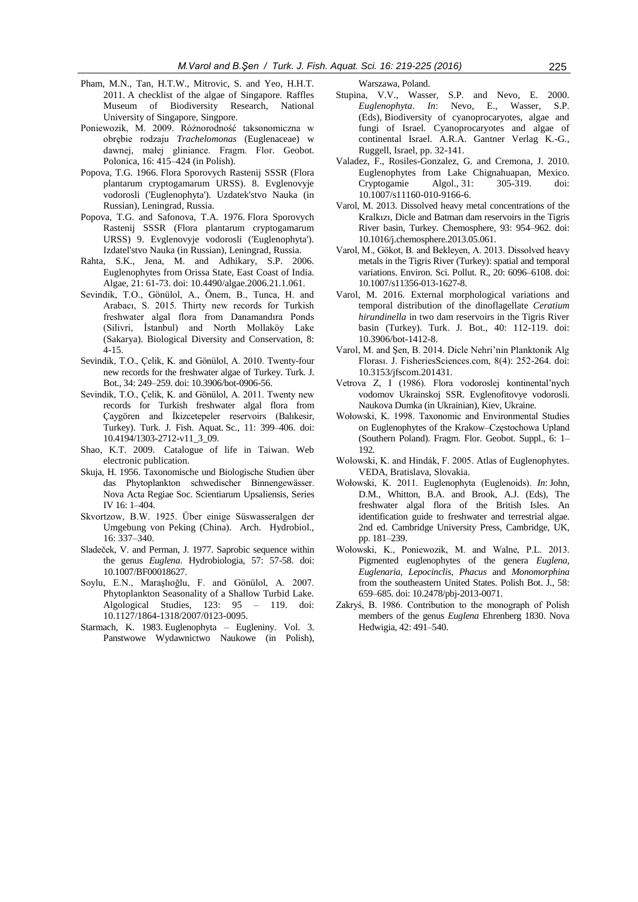Pham, M.N., Tan, H.T.W., Mitrovic, S. and Yeo, H.H.T. 2011. A checklist of the algae of Singapore. Raffles Museum of Biodiversity Research, National University of Singapore, Singpore.

Poniewozik, M. 2009. Różnorodność taksonomiczna w obrębie rodzaju *Trachelomonas* (Euglenaceae) w dawnej, małej gliniance. Fragm. Flor. Geobot. Polonica, 16: 415–424 (in Polish).

Popova, T.G. 1966. Flora Sporovych Rastenij SSSR (Flora plantarum cryptogamarum URSS). 8. Evglenovyje vodorosli ('Euglenophyta'). Uzdatek'stvo Nauka (in Russian), Leningrad, Russia.

Popova, T.G. and Safonova, T.A. 1976. Flora Sporovych Rastenij SSSR (Flora plantarum cryptogamarum URSS) 9. Evglenovyje vodorosli ('Euglenophyta'). Izdatel'stvo Nauka (in Russian), Leningrad, Russia.

Rahta, S.K., Jena, M. and Adhikary, S.P. 2006. Euglenophytes from Orissa State, East Coast of India. Algae, 21: 61-73. doi: 10.4490/algae.2006.21.1.061.

Sevindik, T.O., Gönülol, A., Önem, B., Tunca, H. and Arabacı, S. 2015. Thirty new records for Turkish freshwater algal flora from Danamandıra Ponds (Silivri, İstanbul) and North Mollaköy Lake (Sakarya). Biological Diversity and Conservation, 8: 4-15.

Sevindik, T.O., Çelik, K. and Gönülol, A. 2010. Twenty-four new records for the freshwater algae of Turkey. Turk. J. Bot., 34: 249–259. doi: 10.3906/bot-0906-56.

Sevindik, T.O., Çelik, K. and Gönülol, A. 2011. Twenty new records for Turkish freshwater algal flora from Çaygören and İkizcetepeler reservoirs (Balıkesir, Turkey). Turk. J. Fish. Aquat. Sc., 11: 399–406. doi: 10.4194/1303-2712-v11_3_09.

Shao, K.T. 2009. Catalogue of life in Taiwan. Web electronic publication.

Skuja, H. 1956. Taxonomische und Biologische Studien über das Phytoplankton schwedischer Binnengewässer. Nova Acta Regiae Soc. Scientiarum Upsaliensis, Series IV 16: 1–404.

Skvortzow, B.W. 1925. Über einige Süswasseralgen der Umgebung von Peking (China). Arch. Hydrobiol., 16: 337–340.

Sladeček, V. and Perman, J. 1977. Saprobic sequence within the genus *Euglena*. Hydrobiologia, 57: 57-58. doi: 10.1007/BF00018627.

Soylu, E.N., Maraşlıoğlu, F. and Gönülol, A. 2007. Phytoplankton Seasonality of a Shallow Turbid Lake. Algological Studies, 123: 95 – 119. doi: 10.1127/1864-1318/2007/0123-0095.

Starmach, K. 1983. Euglenophyta – Eugleniny. Vol. 3. Panstwowe Wydawnictwo Naukowe (in Polish), Warszawa, Poland.

Stupina, V.V., Wasser, S.P. and Nevo, E. 2000. *Euglenophyta*. *In*: Nevo, E., Wasser, S.P. (Eds), Biodiversity of cyanoprocaryotes, algae and fungi of Israel. Cyanoprocaryotes and algae of continental Israel. A.R.A. Gantner Verlag K.-G., Ruggell, Israel, pp. 32-141.

Valadez, F., Rosiles-Gonzalez, G. and Cremona, J. 2010. Euglenophytes from Lake Chignahuapan, Mexico. Cryptogamie Algol., 31: 305-319. doi: 10.1007/s11160-010-9166-6.

Varol, M. 2013. Dissolved heavy metal concentrations of the Kralkızı, Dicle and Batman dam reservoirs in the Tigris River basin, Turkey. Chemosphere, 93: 954–962. doi: 10.1016/j.chemosphere.2013.05.061.

Varol, M., Gökot, B. and Bekleyen, A. 2013. Dissolved heavy metals in the Tigris River (Turkey): spatial and temporal variations. Environ. Sci. Pollut. R., 20: 6096–6108. doi: 10.1007/s11356-013-1627-8.

Varol, M. 2016. External morphological variations and temporal distribution of the dinoflagellate *Ceratium hirundinella* in two dam reservoirs in the Tigris River basin (Turkey). Turk. J. Bot., 40: 112-119. doi: 10.3906/bot-1412-8.

Varol, M. and Şen, B. 2014. Dicle Nehri'nin Planktonik Alg Florası. J. FisheriesSciences.com, 8(4): 252-264. doi: 10.3153/jfscom.201431.

Vetrova Z, I (1986). Flora vodoroslej kontinental'nych vodomov Ukrainskoj SSR. Evglenofitovye vodorosli. Naukova Dumka (in Ukrainian), Kiev, Ukraine.

Wołowski, K. 1998. Taxonomic and Environmental Studies on Euglenophytes of the Krakow–Częstochowa Upland (Southern Poland). Fragm. Flor. Geobot. Suppl., 6: 1–192.

Wolowski, K. and Hindák, F. 2005. Atlas of Euglenophytes. VEDA, Bratislava, Slovakia.

Wołowski, K. 2011. Euglenophyta (Euglenoids). *In*: John, D.M., Whitton, B.A. and Brook, A.J. (Eds), The freshwater algal flora of the British Isles. An identification guide to freshwater and terrestrial algae. 2nd ed. Cambridge University Press, Cambridge, UK, pp. 181–239.

Wołowski, K., Poniewozik, M. and Walne, P.L. 2013. Pigmented euglenophytes of the genera *Euglena*, *Euglenaria*, *Lepocinclis*, *Phacus* and *Monomorphina* from the southeastern United States. Polish Bot. J., 58: 659–685. doi: 10.2478/pbj-2013-0071.

Zakryś, B. 1986. Contribution to the monograph of Polish members of the genus *Euglena* Ehrenberg 1830. Nova Hedwigia, 42: 491–540.